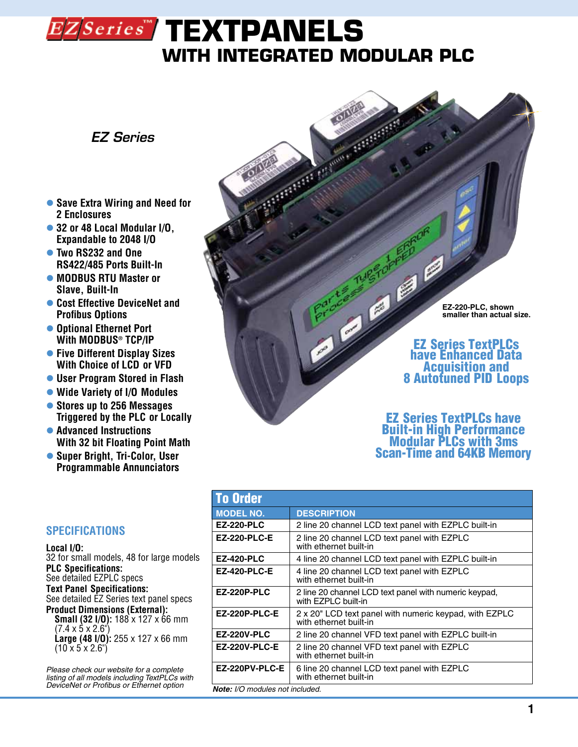# EZSeries™ TEXTPANELS
## WITH INTEGRATED MODULAR PLC

*EZ Series*

- Save Extra Wiring and Need for 2 Enclosures
- 32 or 48 Local Modular I/O, Expandable to 2048 I/O
- Two RS232 and One RS422/485 Ports Built-In
- MODBUS RTU Master or Slave, Built-In
- Cost Effective DeviceNet and Profibus Options
- Optional Ethernet Port With MODBUS® TCP/IP
- Five Different Display Sizes With Choice of LCD or VFD
- User Program Stored in Flash
- Wide Variety of I/O Modules
- Stores up to 256 Messages Triggered by the PLC or Locally
- Advanced Instructions With 32 bit Floating Point Math
- Super Bright, Tri-Color, User Programmable Annunciators

EZ-220-PLC, shown smaller than actual size.

**EZ Series TextPLCs have Enhanced Data Acquisition and 8 Autotuned PID Loops**

**EZ Series TextPLCs have Built-in High Performance Modular PLCs with 3ms Scan-Time and 64KB Memory**

## SPECIFICATIONS

**Local I/O:**
32 for small models, 48 for large models

**PLC Specifications:**
See detailed EZPLC specs

**Text Panel Specifications:**
See detailed EZ Series text panel specs

**Product Dimensions (External):**
**Small (32 I/O):** 188 x 127 x 66 mm (7.4 x 5 x 2.6")
**Large (48 I/O):** 255 x 127 x 66 mm (10 x 5 x 2.6")

*Please check our website for a complete listing of all models including TextPLCs with DeviceNet or Profibus or Ethernet option*

## To Order

| MODEL NO. | DESCRIPTION |
|---|---|
| **EZ-220-PLC** | 2 line 20 channel LCD text panel with EZPLC built-in |
| **EZ-220-PLC-E** | 2 line 20 channel LCD text panel with EZPLC with ethernet built-in |
| **EZ-420-PLC** | 4 line 20 channel LCD text panel with EZPLC built-in |
| **EZ-420-PLC-E** | 4 line 20 channel LCD text panel with EZPLC with ethernet built-in |
| **EZ-220P-PLC** | 2 line 20 channel LCD text panel with numeric keypad, with EZPLC built-in |
| **EZ-220P-PLC-E** | 2 x 20" LCD text panel with numeric keypad, with EZPLC with ethernet built-in |
| **EZ-220V-PLC** | 2 line 20 channel VFD text panel with EZPLC built-in |
| **EZ-220V-PLC-E** | 2 line 20 channel VFD text panel with EZPLC with ethernet built-in |
| **EZ-220PV-PLC-E** | 6 line 20 channel LCD text panel with EZPLC with ethernet built-in |

***Note:*** *I/O modules not included.*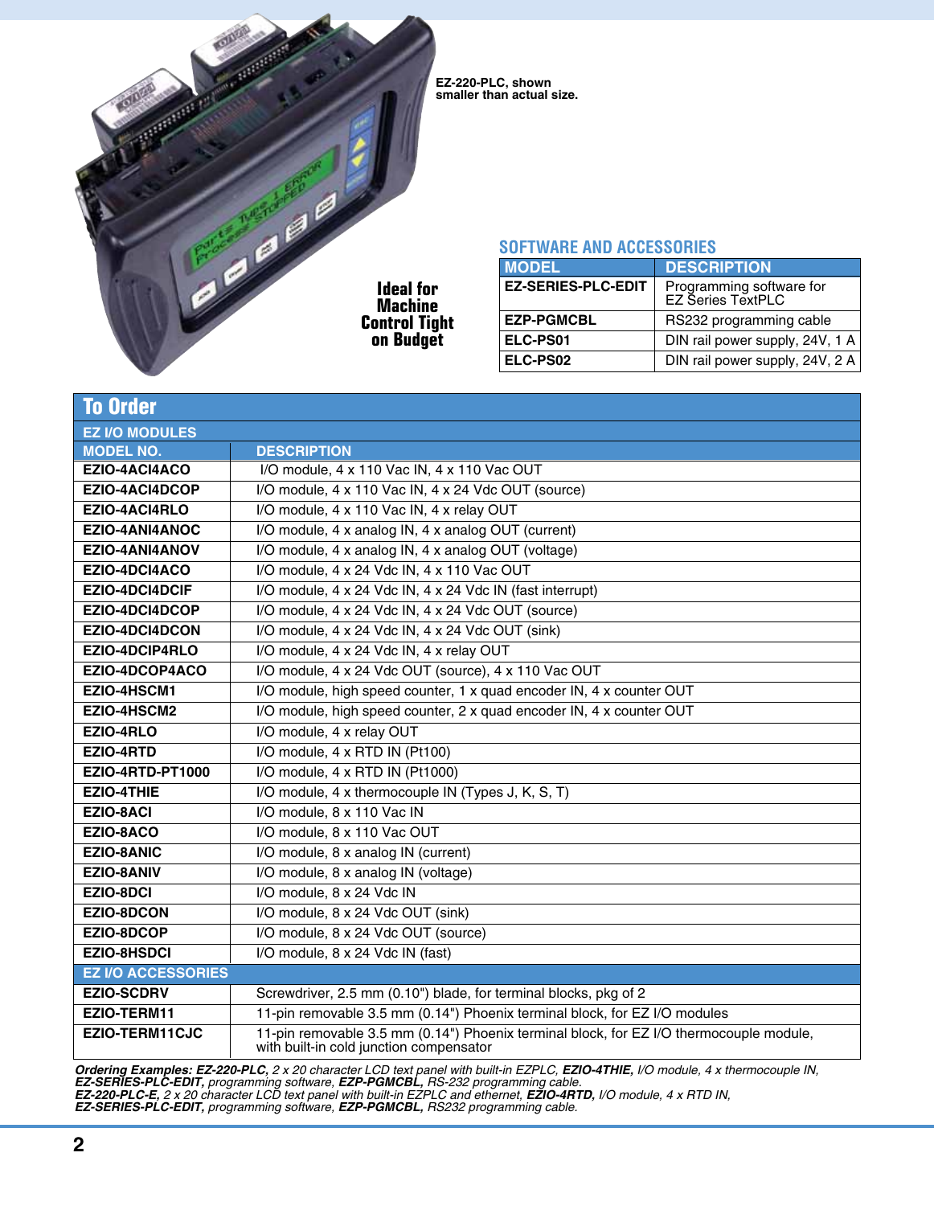EZ-220-PLC, shown smaller than actual size.

**Ideal for Machine Control Tight on Budget**

## SOFTWARE AND ACCESSORIES

| MODEL | DESCRIPTION |
|---|---|
| **EZ-SERIES-PLC-EDIT** | Programming software for EZ Series TextPLC |
| **EZP-PGMCBL** | RS232 programming cable |
| **ELC-PS01** | DIN rail power supply, 24V, 1 A |
| **ELC-PS02** | DIN rail power supply, 24V, 2 A |

## To Order

| MODEL NO. | DESCRIPTION |
|---|---|
| **EZ I/O MODULES** | |
| **EZIO-4ACI4ACO** | I/O module, 4 x 110 Vac IN, 4 x 110 Vac OUT |
| **EZIO-4ACI4DCOP** | I/O module, 4 x 110 Vac IN, 4 x 24 Vdc OUT (source) |
| **EZIO-4ACI4RLO** | I/O module, 4 x 110 Vac IN, 4 x relay OUT |
| **EZIO-4ANI4ANOC** | I/O module, 4 x analog IN, 4 x analog OUT (current) |
| **EZIO-4ANI4ANOV** | I/O module, 4 x analog IN, 4 x analog OUT (voltage) |
| **EZIO-4DCI4ACO** | I/O module, 4 x 24 Vdc IN, 4 x 110 Vac OUT |
| **EZIO-4DCI4DCIF** | I/O module, 4 x 24 Vdc IN, 4 x 24 Vdc IN (fast interrupt) |
| **EZIO-4DCI4DCOP** | I/O module, 4 x 24 Vdc IN, 4 x 24 Vdc OUT (source) |
| **EZIO-4DCI4DCON** | I/O module, 4 x 24 Vdc IN, 4 x 24 Vdc OUT (sink) |
| **EZIO-4DCIP4RLO** | I/O module, 4 x 24 Vdc IN, 4 x relay OUT |
| **EZIO-4DCOP4ACO** | I/O module, 4 x 24 Vdc OUT (source), 4 x 110 Vac OUT |
| **EZIO-4HSCM1** | I/O module, high speed counter, 1 x quad encoder IN, 4 x counter OUT |
| **EZIO-4HSCM2** | I/O module, high speed counter, 2 x quad encoder IN, 4 x counter OUT |
| **EZIO-4RLO** | I/O module, 4 x relay OUT |
| **EZIO-4RTD** | I/O module, 4 x RTD IN (Pt100) |
| **EZIO-4RTD-PT1000** | I/O module, 4 x RTD IN (Pt1000) |
| **EZIO-4THIE** | I/O module, 4 x thermocouple IN (Types J, K, S, T) |
| **EZIO-8ACI** | I/O module, 8 x 110 Vac IN |
| **EZIO-8ACO** | I/O module, 8 x 110 Vac OUT |
| **EZIO-8ANIC** | I/O module, 8 x analog IN (current) |
| **EZIO-8ANIV** | I/O module, 8 x analog IN (voltage) |
| **EZIO-8DCI** | I/O module, 8 x 24 Vdc IN |
| **EZIO-8DCON** | I/O module, 8 x 24 Vdc OUT (sink) |
| **EZIO-8DCOP** | I/O module, 8 x 24 Vdc OUT (source) |
| **EZIO-8HSDCI** | I/O module, 8 x 24 Vdc IN (fast) |
| **EZ I/O ACCESSORIES** | |
| **EZIO-SCDRV** | Screwdriver, 2.5 mm (0.10") blade, for terminal blocks, pkg of 2 |
| **EZIO-TERM11** | 11-pin removable 3.5 mm (0.14") Phoenix terminal block, for EZ I/O modules |
| **EZIO-TERM11CJC** | 11-pin removable 3.5 mm (0.14") Phoenix terminal block, for EZ I/O thermocouple module, with built-in cold junction compensator |

***Ordering Examples: EZ-220-PLC,*** *2 x 20 character LCD text panel with built-in EZPLC,* ***EZIO-4THIE,*** *I/O module, 4 x thermocouple IN,* ***EZ-SERIES-PLC-EDIT,*** *programming software,* ***EZP-PGMCBL,*** *RS-232 programming cable.*
***EZ-220-PLC-E,*** *2 x 20 character LCD text panel with built-in EZPLC and ethernet,* ***EZIO-4RTD,*** *I/O module, 4 x RTD IN,* ***EZ-SERIES-PLC-EDIT,*** *programming software,* ***EZP-PGMCBL,*** *RS232 programming cable.*